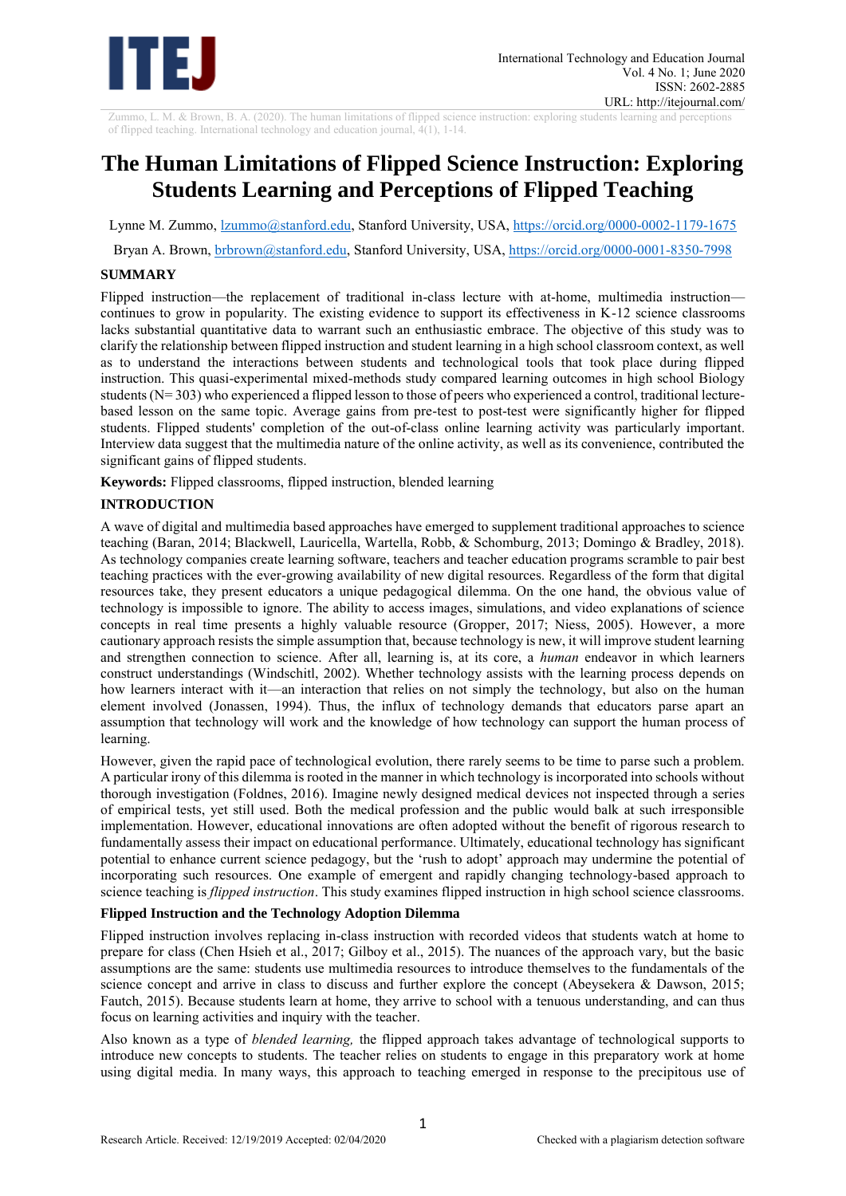# The Human Limitations of Flipped Science Instruction: Exploring Students Learning and Perceptions of Flipped Teaching

Lynne M. Zummo, lzummo@stanford.edu, Stanford University, USA, https://orcid.org/0000-0002-1179-1675

Bryan A. Brown, brbrown@stanford.edu, Stanford University, USA, https://orcid.org/0000-0001-8350-7998

## SUMMARY

Flipped instruction—the replacement of traditional in-class lecture with at-home, multimedia instruction—continues to grow in popularity. The existing evidence to support its effectiveness in K-12 science classrooms lacks substantial quantitative data to warrant such an enthusiastic embrace. The objective of this study was to clarify the relationship between flipped instruction and student learning in a high school classroom context, as well as to understand the interactions between students and technological tools that took place during flipped instruction. This quasi-experimental mixed-methods study compared learning outcomes in high school Biology students (N= 303) who experienced a flipped lesson to those of peers who experienced a control, traditional lecture-based lesson on the same topic. Average gains from pre-test to post-test were significantly higher for flipped students. Flipped students' completion of the out-of-class online learning activity was particularly important. Interview data suggest that the multimedia nature of the online activity, as well as its convenience, contributed the significant gains of flipped students.

**Keywords:** Flipped classrooms, flipped instruction, blended learning

## INTRODUCTION

A wave of digital and multimedia based approaches have emerged to supplement traditional approaches to science teaching (Baran, 2014; Blackwell, Lauricella, Wartella, Robb, & Schomburg, 2013; Domingo & Bradley, 2018). As technology companies create learning software, teachers and teacher education programs scramble to pair best teaching practices with the ever-growing availability of new digital resources. Regardless of the form that digital resources take, they present educators a unique pedagogical dilemma. On the one hand, the obvious value of technology is impossible to ignore. The ability to access images, simulations, and video explanations of science concepts in real time presents a highly valuable resource (Gropper, 2017; Niess, 2005). However, a more cautionary approach resists the simple assumption that, because technology is new, it will improve student learning and strengthen connection to science. After all, learning is, at its core, a *human* endeavor in which learners construct understandings (Windschitl, 2002). Whether technology assists with the learning process depends on how learners interact with it—an interaction that relies on not simply the technology, but also on the human element involved (Jonassen, 1994). Thus, the influx of technology demands that educators parse apart an assumption that technology will work and the knowledge of how technology can support the human process of learning.

However, given the rapid pace of technological evolution, there rarely seems to be time to parse such a problem. A particular irony of this dilemma is rooted in the manner in which technology is incorporated into schools without thorough investigation (Foldnes, 2016). Imagine newly designed medical devices not inspected through a series of empirical tests, yet still used. Both the medical profession and the public would balk at such irresponsible implementation. However, educational innovations are often adopted without the benefit of rigorous research to fundamentally assess their impact on educational performance. Ultimately, educational technology has significant potential to enhance current science pedagogy, but the 'rush to adopt' approach may undermine the potential of incorporating such resources. One example of emergent and rapidly changing technology-based approach to science teaching is *flipped instruction*. This study examines flipped instruction in high school science classrooms.

### Flipped Instruction and the Technology Adoption Dilemma

Flipped instruction involves replacing in-class instruction with recorded videos that students watch at home to prepare for class (Chen Hsieh et al., 2017; Gilboy et al., 2015). The nuances of the approach vary, but the basic assumptions are the same: students use multimedia resources to introduce themselves to the fundamentals of the science concept and arrive in class to discuss and further explore the concept (Abeysekera & Dawson, 2015; Fautch, 2015). Because students learn at home, they arrive to school with a tenuous understanding, and can thus focus on learning activities and inquiry with the teacher.

Also known as a type of *blended learning,* the flipped approach takes advantage of technological supports to introduce new concepts to students. The teacher relies on students to engage in this preparatory work at home using digital media. In many ways, this approach to teaching emerged in response to the precipitous use of

Research Article. Received: 12/19/2019 Accepted: 02/04/2020

Checked with a plagiarism detection software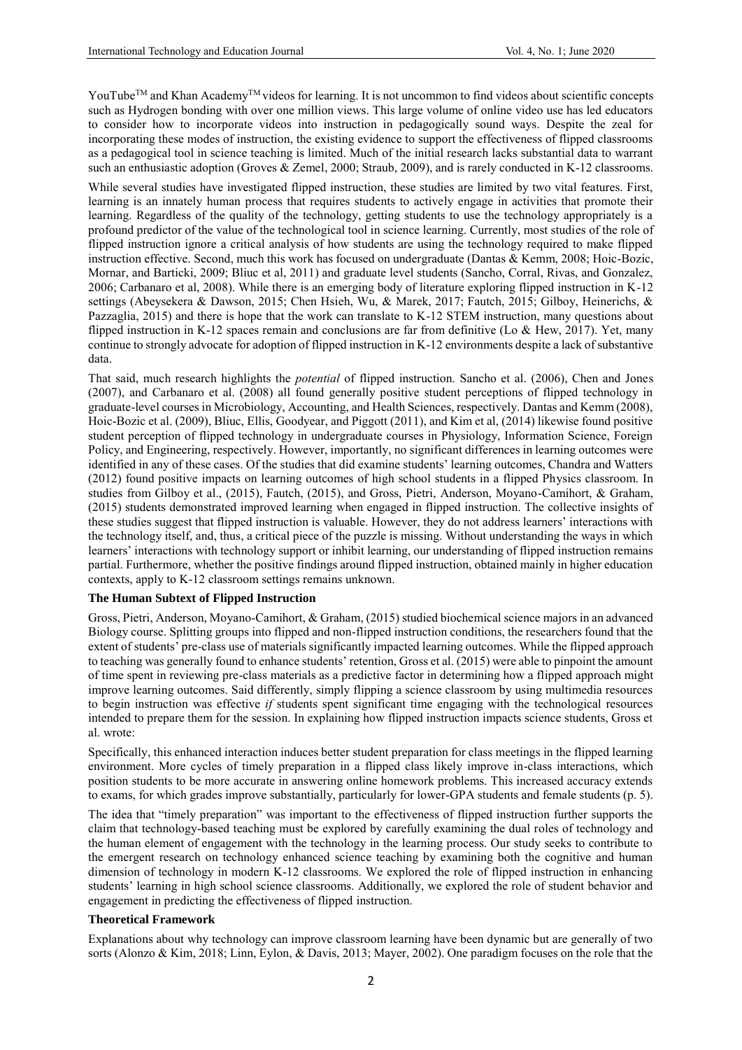YouTube™ and Khan Academy™ videos for learning. It is not uncommon to find videos about scientific concepts such as Hydrogen bonding with over one million views. This large volume of online video use has led educators to consider how to incorporate videos into instruction in pedagogically sound ways. Despite the zeal for incorporating these modes of instruction, the existing evidence to support the effectiveness of flipped classrooms as a pedagogical tool in science teaching is limited. Much of the initial research lacks substantial data to warrant such an enthusiastic adoption (Groves & Zemel, 2000; Straub, 2009), and is rarely conducted in K-12 classrooms.

While several studies have investigated flipped instruction, these studies are limited by two vital features. First, learning is an innately human process that requires students to actively engage in activities that promote their learning. Regardless of the quality of the technology, getting students to use the technology appropriately is a profound predictor of the value of the technological tool in science learning. Currently, most studies of the role of flipped instruction ignore a critical analysis of how students are using the technology required to make flipped instruction effective. Second, much this work has focused on undergraduate (Dantas & Kemm, 2008; Hoic-Bozic, Mornar, and Barticki, 2009; Bliuc et al, 2011) and graduate level students (Sancho, Corral, Rivas, and Gonzalez, 2006; Carbanaro et al, 2008). While there is an emerging body of literature exploring flipped instruction in K-12 settings (Abeysekera & Dawson, 2015; Chen Hsieh, Wu, & Marek, 2017; Fautch, 2015; Gilboy, Heinerichs, & Pazzaglia, 2015) and there is hope that the work can translate to K-12 STEM instruction, many questions about flipped instruction in K-12 spaces remain and conclusions are far from definitive (Lo & Hew, 2017). Yet, many continue to strongly advocate for adoption of flipped instruction in K-12 environments despite a lack of substantive data.

That said, much research highlights the *potential* of flipped instruction. Sancho et al. (2006), Chen and Jones (2007), and Carbanaro et al. (2008) all found generally positive student perceptions of flipped technology in graduate-level courses in Microbiology, Accounting, and Health Sciences, respectively. Dantas and Kemm (2008), Hoic-Bozic et al. (2009), Bliuc, Ellis, Goodyear, and Piggott (2011), and Kim et al, (2014) likewise found positive student perception of flipped technology in undergraduate courses in Physiology, Information Science, Foreign Policy, and Engineering, respectively. However, importantly, no significant differences in learning outcomes were identified in any of these cases. Of the studies that did examine students' learning outcomes, Chandra and Watters (2012) found positive impacts on learning outcomes of high school students in a flipped Physics classroom. In studies from Gilboy et al., (2015), Fautch, (2015), and Gross, Pietri, Anderson, Moyano-Camihort, & Graham, (2015) students demonstrated improved learning when engaged in flipped instruction. The collective insights of these studies suggest that flipped instruction is valuable. However, they do not address learners' interactions with the technology itself, and, thus, a critical piece of the puzzle is missing. Without understanding the ways in which learners' interactions with technology support or inhibit learning, our understanding of flipped instruction remains partial. Furthermore, whether the positive findings around flipped instruction, obtained mainly in higher education contexts, apply to K-12 classroom settings remains unknown.

**The Human Subtext of Flipped Instruction**

Gross, Pietri, Anderson, Moyano-Camihort, & Graham, (2015) studied biochemical science majors in an advanced Biology course. Splitting groups into flipped and non-flipped instruction conditions, the researchers found that the extent of students' pre-class use of materials significantly impacted learning outcomes. While the flipped approach to teaching was generally found to enhance students' retention, Gross et al. (2015) were able to pinpoint the amount of time spent in reviewing pre-class materials as a predictive factor in determining how a flipped approach might improve learning outcomes. Said differently, simply flipping a science classroom by using multimedia resources to begin instruction was effective *if* students spent significant time engaging with the technological resources intended to prepare them for the session. In explaining how flipped instruction impacts science students, Gross et al. wrote:

Specifically, this enhanced interaction induces better student preparation for class meetings in the flipped learning environment. More cycles of timely preparation in a flipped class likely improve in-class interactions, which position students to be more accurate in answering online homework problems. This increased accuracy extends to exams, for which grades improve substantially, particularly for lower-GPA students and female students (p. 5).

The idea that "timely preparation" was important to the effectiveness of flipped instruction further supports the claim that technology-based teaching must be explored by carefully examining the dual roles of technology and the human element of engagement with the technology in the learning process. Our study seeks to contribute to the emergent research on technology enhanced science teaching by examining both the cognitive and human dimension of technology in modern K-12 classrooms. We explored the role of flipped instruction in enhancing students' learning in high school science classrooms. Additionally, we explored the role of student behavior and engagement in predicting the effectiveness of flipped instruction.

**Theoretical Framework**

Explanations about why technology can improve classroom learning have been dynamic but are generally of two sorts (Alonzo & Kim, 2018; Linn, Eylon, & Davis, 2013; Mayer, 2002). One paradigm focuses on the role that the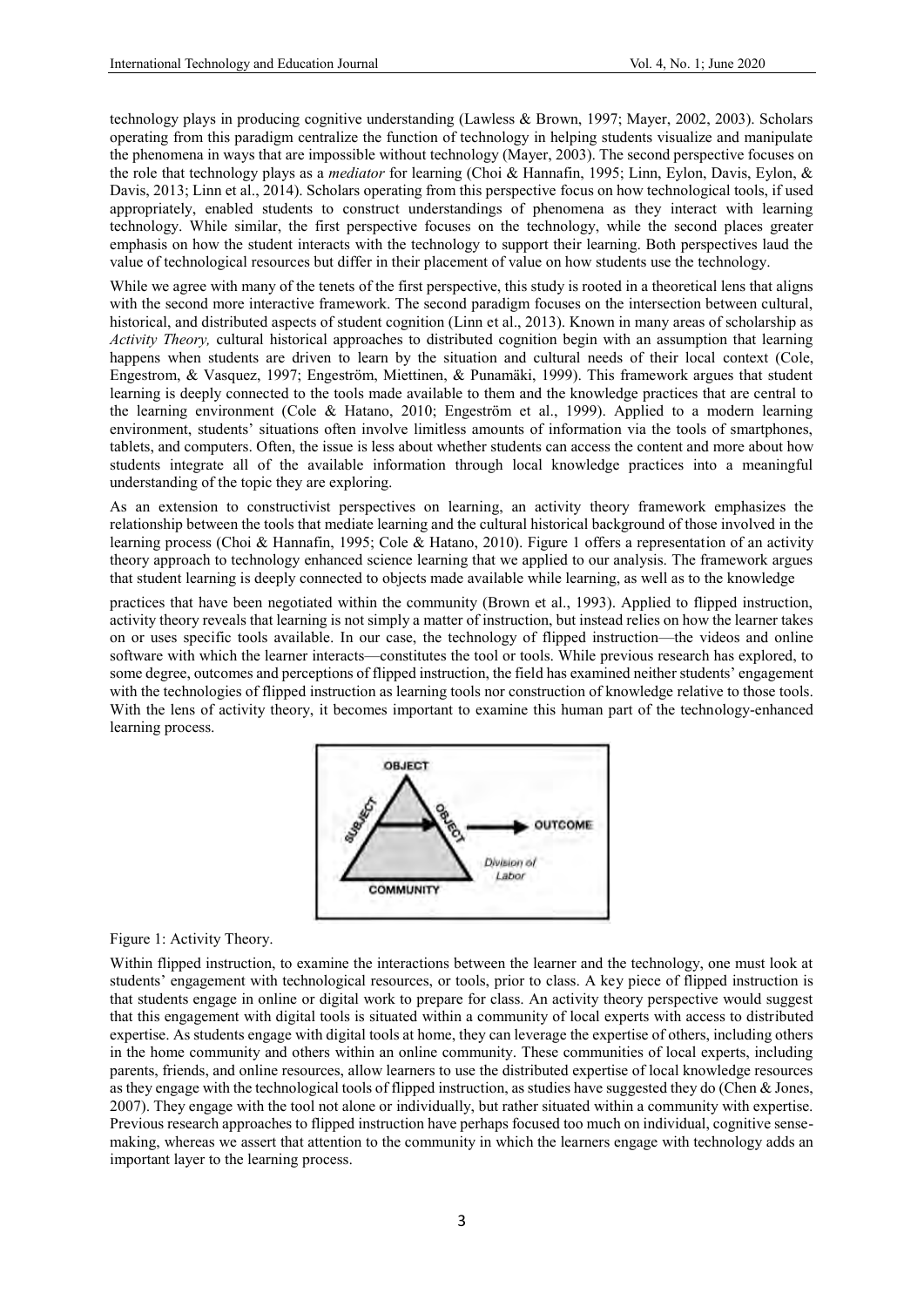technology plays in producing cognitive understanding (Lawless & Brown, 1997; Mayer, 2002, 2003). Scholars operating from this paradigm centralize the function of technology in helping students visualize and manipulate the phenomena in ways that are impossible without technology (Mayer, 2003). The second perspective focuses on the role that technology plays as a *mediator* for learning (Choi & Hannafin, 1995; Linn, Eylon, Davis, Eylon, & Davis, 2013; Linn et al., 2014). Scholars operating from this perspective focus on how technological tools, if used appropriately, enabled students to construct understandings of phenomena as they interact with learning technology. While similar, the first perspective focuses on the technology, while the second places greater emphasis on how the student interacts with the technology to support their learning. Both perspectives laud the value of technological resources but differ in their placement of value on how students use the technology.

While we agree with many of the tenets of the first perspective, this study is rooted in a theoretical lens that aligns with the second more interactive framework. The second paradigm focuses on the intersection between cultural, historical, and distributed aspects of student cognition (Linn et al., 2013). Known in many areas of scholarship as *Activity Theory,* cultural historical approaches to distributed cognition begin with an assumption that learning happens when students are driven to learn by the situation and cultural needs of their local context (Cole, Engestrom, & Vasquez, 1997; Engeström, Miettinen, & Punamäki, 1999). This framework argues that student learning is deeply connected to the tools made available to them and the knowledge practices that are central to the learning environment (Cole & Hatano, 2010; Engeström et al., 1999). Applied to a modern learning environment, students' situations often involve limitless amounts of information via the tools of smartphones, tablets, and computers. Often, the issue is less about whether students can access the content and more about how students integrate all of the available information through local knowledge practices into a meaningful understanding of the topic they are exploring.

As an extension to constructivist perspectives on learning, an activity theory framework emphasizes the relationship between the tools that mediate learning and the cultural historical background of those involved in the learning process (Choi & Hannafin, 1995; Cole & Hatano, 2010). Figure 1 offers a representation of an activity theory approach to technology enhanced science learning that we applied to our analysis. The framework argues that student learning is deeply connected to objects made available while learning, as well as to the knowledge practices that have been negotiated within the community (Brown et al., 1993). Applied to flipped instruction, activity theory reveals that learning is not simply a matter of instruction, but instead relies on how the learner takes on or uses specific tools available. In our case, the technology of flipped instruction—the videos and online software with which the learner interacts—constitutes the tool or tools. While previous research has explored, to some degree, outcomes and perceptions of flipped instruction, the field has examined neither students' engagement with the technologies of flipped instruction as learning tools nor construction of knowledge relative to those tools. With the lens of activity theory, it becomes important to examine this human part of the technology-enhanced learning process.

Figure 1: Activity Theory.

Within flipped instruction, to examine the interactions between the learner and the technology, one must look at students' engagement with technological resources, or tools, prior to class. A key piece of flipped instruction is that students engage in online or digital work to prepare for class. An activity theory perspective would suggest that this engagement with digital tools is situated within a community of local experts with access to distributed expertise. As students engage with digital tools at home, they can leverage the expertise of others, including others in the home community and others within an online community. These communities of local experts, including parents, friends, and online resources, allow learners to use the distributed expertise of local knowledge resources as they engage with the technological tools of flipped instruction, as studies have suggested they do (Chen & Jones, 2007). They engage with the tool not alone or individually, but rather situated within a community with expertise. Previous research approaches to flipped instruction have perhaps focused too much on individual, cognitive sense-making, whereas we assert that attention to the community in which the learners engage with technology adds an important layer to the learning process.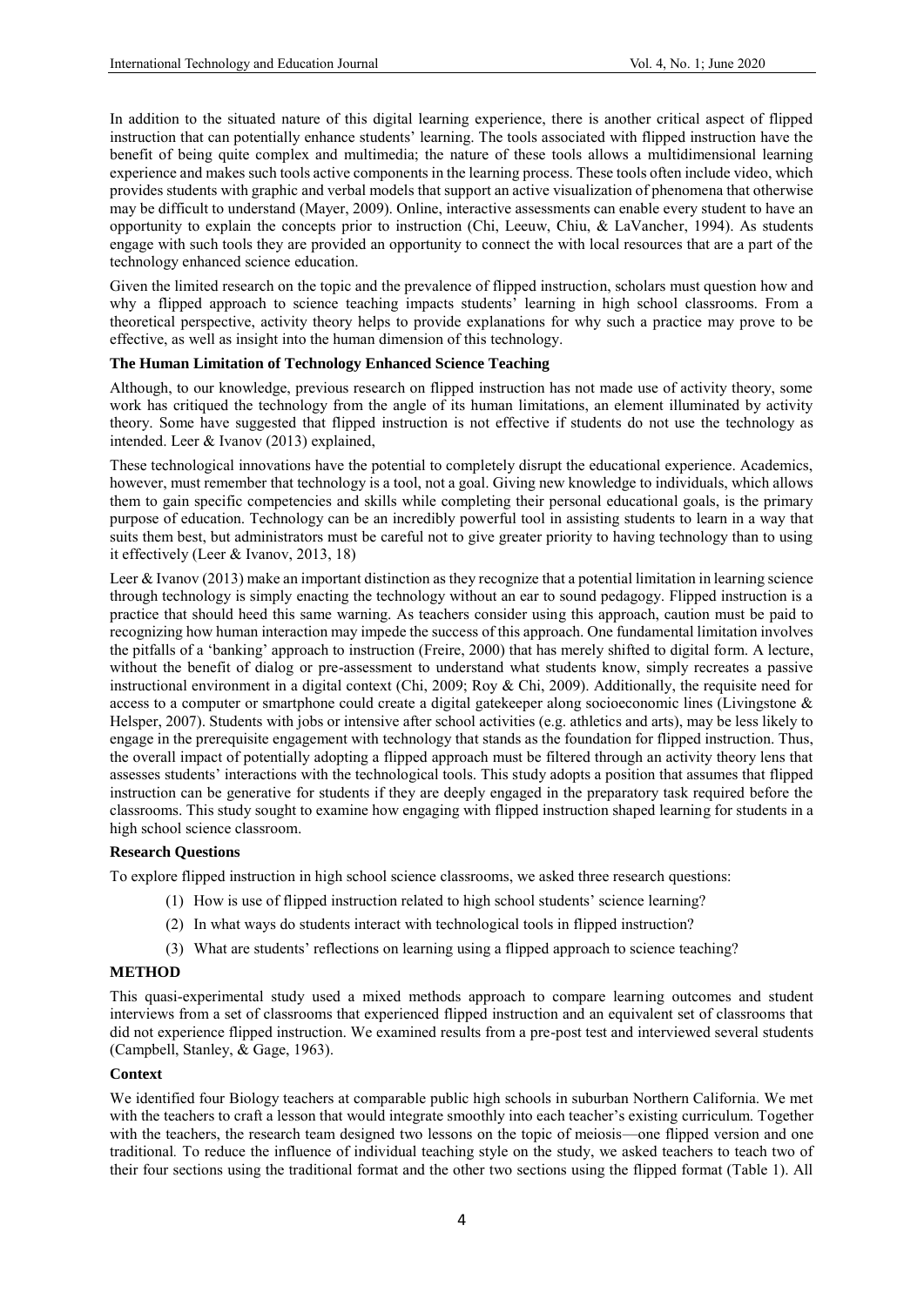In addition to the situated nature of this digital learning experience, there is another critical aspect of flipped instruction that can potentially enhance students' learning. The tools associated with flipped instruction have the benefit of being quite complex and multimedia; the nature of these tools allows a multidimensional learning experience and makes such tools active components in the learning process. These tools often include video, which provides students with graphic and verbal models that support an active visualization of phenomena that otherwise may be difficult to understand (Mayer, 2009). Online, interactive assessments can enable every student to have an opportunity to explain the concepts prior to instruction (Chi, Leeuw, Chiu, & LaVancher, 1994). As students engage with such tools they are provided an opportunity to connect the with local resources that are a part of the technology enhanced science education.

Given the limited research on the topic and the prevalence of flipped instruction, scholars must question how and why a flipped approach to science teaching impacts students' learning in high school classrooms. From a theoretical perspective, activity theory helps to provide explanations for why such a practice may prove to be effective, as well as insight into the human dimension of this technology.

**The Human Limitation of Technology Enhanced Science Teaching**

Although, to our knowledge, previous research on flipped instruction has not made use of activity theory, some work has critiqued the technology from the angle of its human limitations, an element illuminated by activity theory. Some have suggested that flipped instruction is not effective if students do not use the technology as intended. Leer & Ivanov (2013) explained,

These technological innovations have the potential to completely disrupt the educational experience. Academics, however, must remember that technology is a tool, not a goal. Giving new knowledge to individuals, which allows them to gain specific competencies and skills while completing their personal educational goals, is the primary purpose of education. Technology can be an incredibly powerful tool in assisting students to learn in a way that suits them best, but administrators must be careful not to give greater priority to having technology than to using it effectively (Leer & Ivanov, 2013, 18)

Leer & Ivanov (2013) make an important distinction as they recognize that a potential limitation in learning science through technology is simply enacting the technology without an ear to sound pedagogy. Flipped instruction is a practice that should heed this same warning. As teachers consider using this approach, caution must be paid to recognizing how human interaction may impede the success of this approach. One fundamental limitation involves the pitfalls of a 'banking' approach to instruction (Freire, 2000) that has merely shifted to digital form. A lecture, without the benefit of dialog or pre-assessment to understand what students know, simply recreates a passive instructional environment in a digital context (Chi, 2009; Roy & Chi, 2009). Additionally, the requisite need for access to a computer or smartphone could create a digital gatekeeper along socioeconomic lines (Livingstone & Helsper, 2007). Students with jobs or intensive after school activities (e.g. athletics and arts), may be less likely to engage in the prerequisite engagement with technology that stands as the foundation for flipped instruction. Thus, the overall impact of potentially adopting a flipped approach must be filtered through an activity theory lens that assesses students' interactions with the technological tools. This study adopts a position that assumes that flipped instruction can be generative for students if they are deeply engaged in the preparatory task required before the classrooms. This study sought to examine how engaging with flipped instruction shaped learning for students in a high school science classroom.

**Research Questions**

To explore flipped instruction in high school science classrooms, we asked three research questions:

(1) How is use of flipped instruction related to high school students' science learning?

(2) In what ways do students interact with technological tools in flipped instruction?

(3) What are students' reflections on learning using a flipped approach to science teaching?

## METHOD

This quasi-experimental study used a mixed methods approach to compare learning outcomes and student interviews from a set of classrooms that experienced flipped instruction and an equivalent set of classrooms that did not experience flipped instruction. We examined results from a pre-post test and interviewed several students (Campbell, Stanley, & Gage, 1963).

**Context**

We identified four Biology teachers at comparable public high schools in suburban Northern California. We met with the teachers to craft a lesson that would integrate smoothly into each teacher's existing curriculum. Together with the teachers, the research team designed two lessons on the topic of meiosis—one flipped version and one traditional. To reduce the influence of individual teaching style on the study, we asked teachers to teach two of their four sections using the traditional format and the other two sections using the flipped format (Table 1). All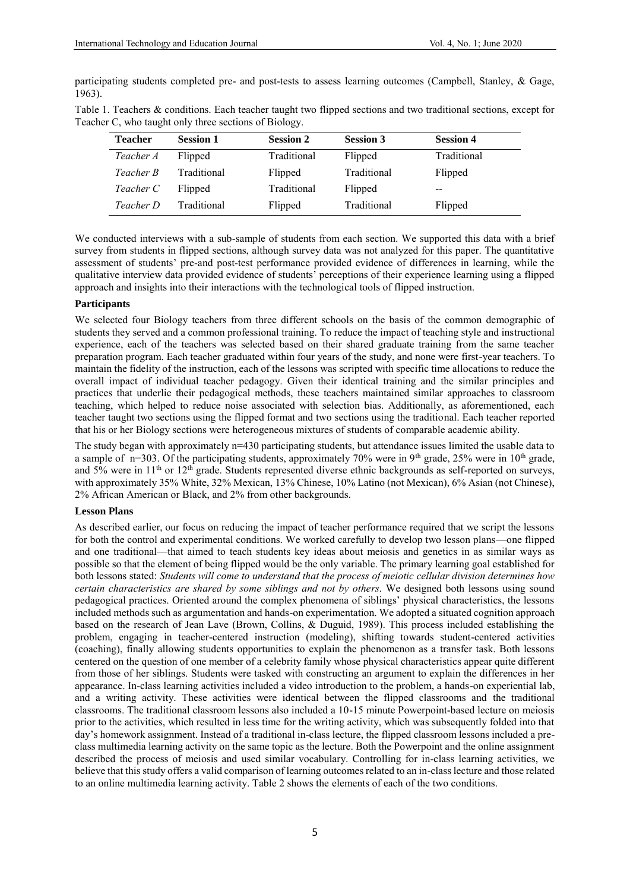participating students completed pre- and post-tests to assess learning outcomes (Campbell, Stanley, & Gage, 1963).

Table 1. Teachers & conditions. Each teacher taught two flipped sections and two traditional sections, except for Teacher C, who taught only three sections of Biology.

| Teacher | Session 1 | Session 2 | Session 3 | Session 4 |
|---|---|---|---|---|
| *Teacher A* | Flipped | Traditional | Flipped | Traditional |
| *Teacher B* | Traditional | Flipped | Traditional | Flipped |
| *Teacher C* | Flipped | Traditional | Flipped | -- |
| *Teacher D* | Traditional | Flipped | Traditional | Flipped |

We conducted interviews with a sub-sample of students from each section. We supported this data with a brief survey from students in flipped sections, although survey data was not analyzed for this paper. The quantitative assessment of students' pre-and post-test performance provided evidence of differences in learning, while the qualitative interview data provided evidence of students' perceptions of their experience learning using a flipped approach and insights into their interactions with the technological tools of flipped instruction.

**Participants**

We selected four Biology teachers from three different schools on the basis of the common demographic of students they served and a common professional training. To reduce the impact of teaching style and instructional experience, each of the teachers was selected based on their shared graduate training from the same teacher preparation program. Each teacher graduated within four years of the study, and none were first-year teachers. To maintain the fidelity of the instruction, each of the lessons was scripted with specific time allocations to reduce the overall impact of individual teacher pedagogy. Given their identical training and the similar principles and practices that underlie their pedagogical methods, these teachers maintained similar approaches to classroom teaching, which helped to reduce noise associated with selection bias. Additionally, as aforementioned, each teacher taught two sections using the flipped format and two sections using the traditional. Each teacher reported that his or her Biology sections were heterogeneous mixtures of students of comparable academic ability.

The study began with approximately n=430 participating students, but attendance issues limited the usable data to a sample of n=303. Of the participating students, approximately 70% were in 9th grade, 25% were in 10th grade, and 5% were in 11th or 12th grade. Students represented diverse ethnic backgrounds as self-reported on surveys, with approximately 35% White, 32% Mexican, 13% Chinese, 10% Latino (not Mexican), 6% Asian (not Chinese), 2% African American or Black, and 2% from other backgrounds.

**Lesson Plans**

As described earlier, our focus on reducing the impact of teacher performance required that we script the lessons for both the control and experimental conditions. We worked carefully to develop two lesson plans—one flipped and one traditional—that aimed to teach students key ideas about meiosis and genetics in as similar ways as possible so that the element of being flipped would be the only variable. The primary learning goal established for both lessons stated: *Students will come to understand that the process of meiotic cellular division determines how certain characteristics are shared by some siblings and not by others*. We designed both lessons using sound pedagogical practices. Oriented around the complex phenomena of siblings' physical characteristics, the lessons included methods such as argumentation and hands-on experimentation. We adopted a situated cognition approach based on the research of Jean Lave (Brown, Collins, & Duguid, 1989). This process included establishing the problem, engaging in teacher-centered instruction (modeling), shifting towards student-centered activities (coaching), finally allowing students opportunities to explain the phenomenon as a transfer task. Both lessons centered on the question of one member of a celebrity family whose physical characteristics appear quite different from those of her siblings. Students were tasked with constructing an argument to explain the differences in her appearance. In-class learning activities included a video introduction to the problem, a hands-on experiential lab, and a writing activity. These activities were identical between the flipped classrooms and the traditional classrooms. The traditional classroom lessons also included a 10-15 minute Powerpoint-based lecture on meiosis prior to the activities, which resulted in less time for the writing activity, which was subsequently folded into that day's homework assignment. Instead of a traditional in-class lecture, the flipped classroom lessons included a pre-class multimedia learning activity on the same topic as the lecture. Both the Powerpoint and the online assignment described the process of meiosis and used similar vocabulary. Controlling for in-class learning activities, we believe that this study offers a valid comparison of learning outcomes related to an in-class lecture and those related to an online multimedia learning activity. Table 2 shows the elements of each of the two conditions.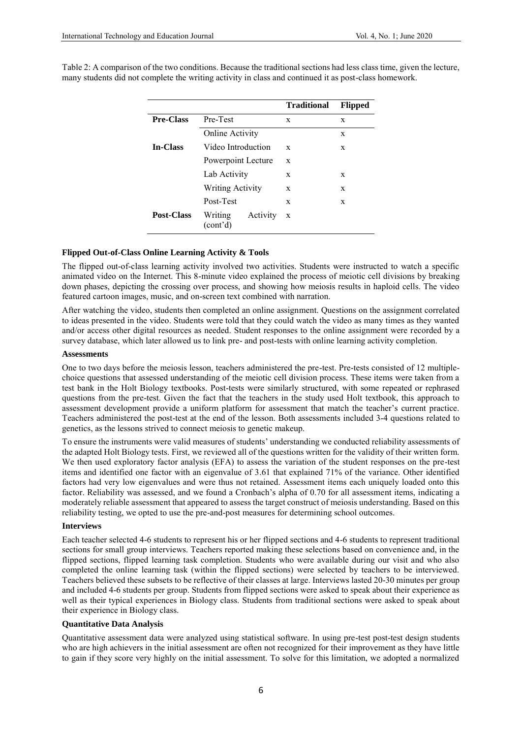Table 2: A comparison of the two conditions. Because the traditional sections had less class time, given the lecture, many students did not complete the writing activity in class and continued it as post-class homework.

| | | **Traditional** | **Flipped** |
|---|---|---|---|
| **Pre-Class** | Pre-Test | x | x |
| | Online Activity | | x |
| **In-Class** | Video Introduction | x | x |
| | Powerpoint Lecture | x | |
| | Lab Activity | x | x |
| | Writing Activity | x | x |
| | Post-Test | x | x |
| **Post-Class** | Writing Activity (cont'd) | x | |

**Flipped Out-of-Class Online Learning Activity & Tools**

The flipped out-of-class learning activity involved two activities. Students were instructed to watch a specific animated video on the Internet. This 8-minute video explained the process of meiotic cell divisions by breaking down phases, depicting the crossing over process, and showing how meiosis results in haploid cells. The video featured cartoon images, music, and on-screen text combined with narration.

After watching the video, students then completed an online assignment. Questions on the assignment correlated to ideas presented in the video. Students were told that they could watch the video as many times as they wanted and/or access other digital resources as needed. Student responses to the online assignment were recorded by a survey database, which later allowed us to link pre- and post-tests with online learning activity completion.

**Assessments**

One to two days before the meiosis lesson, teachers administered the pre-test. Pre-tests consisted of 12 multiple-choice questions that assessed understanding of the meiotic cell division process. These items were taken from a test bank in the Holt Biology textbooks. Post-tests were similarly structured, with some repeated or rephrased questions from the pre-test. Given the fact that the teachers in the study used Holt textbook, this approach to assessment development provide a uniform platform for assessment that match the teacher's current practice. Teachers administered the post-test at the end of the lesson. Both assessments included 3-4 questions related to genetics, as the lessons strived to connect meiosis to genetic makeup.

To ensure the instruments were valid measures of students' understanding we conducted reliability assessments of the adapted Holt Biology tests. First, we reviewed all of the questions written for the validity of their written form. We then used exploratory factor analysis (EFA) to assess the variation of the student responses on the pre-test items and identified one factor with an eigenvalue of 3.61 that explained 71% of the variance. Other identified factors had very low eigenvalues and were thus not retained. Assessment items each uniquely loaded onto this factor. Reliability was assessed, and we found a Cronbach's alpha of 0.70 for all assessment items, indicating a moderately reliable assessment that appeared to assess the target construct of meiosis understanding. Based on this reliability testing, we opted to use the pre-and-post measures for determining school outcomes.

**Interviews**

Each teacher selected 4-6 students to represent his or her flipped sections and 4-6 students to represent traditional sections for small group interviews. Teachers reported making these selections based on convenience and, in the flipped sections, flipped learning task completion. Students who were available during our visit and who also completed the online learning task (within the flipped sections) were selected by teachers to be interviewed. Teachers believed these subsets to be reflective of their classes at large. Interviews lasted 20-30 minutes per group and included 4-6 students per group. Students from flipped sections were asked to speak about their experience as well as their typical experiences in Biology class. Students from traditional sections were asked to speak about their experience in Biology class.

**Quantitative Data Analysis**

Quantitative assessment data were analyzed using statistical software. In using pre-test post-test design students who are high achievers in the initial assessment are often not recognized for their improvement as they have little to gain if they score very highly on the initial assessment. To solve for this limitation, we adopted a normalized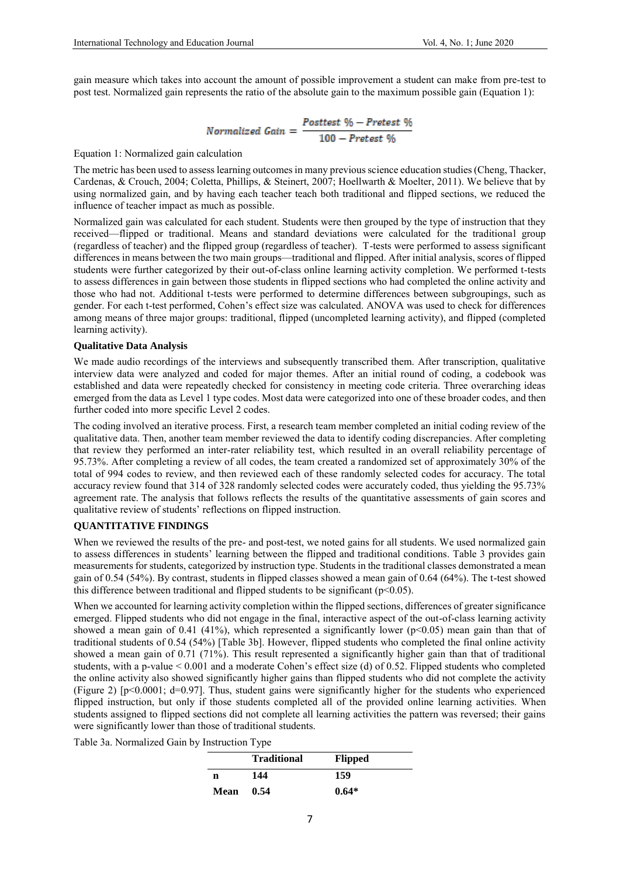gain measure which takes into account the amount of possible improvement a student can make from pre-test to post test. Normalized gain represents the ratio of the absolute gain to the maximum possible gain (Equation 1):

$$Normalized\ Gain = \frac{Posttest\ \% - Pretest\ \%}{100 - Pretest\ \%}$$

Equation 1: Normalized gain calculation

The metric has been used to assess learning outcomes in many previous science education studies (Cheng, Thacker, Cardenas, & Crouch, 2004; Coletta, Phillips, & Steinert, 2007; Hoellwarth & Moelter, 2011). We believe that by using normalized gain, and by having each teacher teach both traditional and flipped sections, we reduced the influence of teacher impact as much as possible.

Normalized gain was calculated for each student. Students were then grouped by the type of instruction that they received—flipped or traditional. Means and standard deviations were calculated for the traditional group (regardless of teacher) and the flipped group (regardless of teacher). T-tests were performed to assess significant differences in means between the two main groups—traditional and flipped. After initial analysis, scores of flipped students were further categorized by their out-of-class online learning activity completion. We performed t-tests to assess differences in gain between those students in flipped sections who had completed the online activity and those who had not. Additional t-tests were performed to determine differences between subgroupings, such as gender. For each t-test performed, Cohen's effect size was calculated. ANOVA was used to check for differences among means of three major groups: traditional, flipped (uncompleted learning activity), and flipped (completed learning activity).

**Qualitative Data Analysis**

We made audio recordings of the interviews and subsequently transcribed them. After transcription, qualitative interview data were analyzed and coded for major themes. After an initial round of coding, a codebook was established and data were repeatedly checked for consistency in meeting code criteria. Three overarching ideas emerged from the data as Level 1 type codes. Most data were categorized into one of these broader codes, and then further coded into more specific Level 2 codes.

The coding involved an iterative process. First, a research team member completed an initial coding review of the qualitative data. Then, another team member reviewed the data to identify coding discrepancies. After completing that review they performed an inter-rater reliability test, which resulted in an overall reliability percentage of 95.73%. After completing a review of all codes, the team created a randomized set of approximately 30% of the total of 994 codes to review, and then reviewed each of these randomly selected codes for accuracy. The total accuracy review found that 314 of 328 randomly selected codes were accurately coded, thus yielding the 95.73% agreement rate. The analysis that follows reflects the results of the quantitative assessments of gain scores and qualitative review of students' reflections on flipped instruction.

**QUANTITATIVE FINDINGS**

When we reviewed the results of the pre- and post-test, we noted gains for all students. We used normalized gain to assess differences in students' learning between the flipped and traditional conditions. Table 3 provides gain measurements for students, categorized by instruction type. Students in the traditional classes demonstrated a mean gain of 0.54 (54%). By contrast, students in flipped classes showed a mean gain of 0.64 (64%). The t-test showed this difference between traditional and flipped students to be significant ($p<0.05$).

When we accounted for learning activity completion within the flipped sections, differences of greater significance emerged. Flipped students who did not engage in the final, interactive aspect of the out-of-class learning activity showed a mean gain of 0.41 (41%), which represented a significantly lower ($p<0.05$) mean gain than that of traditional students of 0.54 (54%) [Table 3b]. However, flipped students who completed the final online activity showed a mean gain of 0.71 (71%). This result represented a significantly higher gain than that of traditional students, with a p-value $< 0.001$ and a moderate Cohen's effect size (d) of 0.52. Flipped students who completed the online activity also showed significantly higher gains than flipped students who did not complete the activity (Figure 2) [$p<0.0001$; $d=0.97$]. Thus, student gains were significantly higher for the students who experienced flipped instruction, but only if those students completed all of the provided online learning activities. When students assigned to flipped sections did not complete all learning activities the pattern was reversed; their gains were significantly lower than those of traditional students.

Table 3a. Normalized Gain by Instruction Type

| | **Traditional** | **Flipped** |
|---|---|---|
| **n** | **144** | **159** |
| **Mean** | **0.54** | **0.64*** |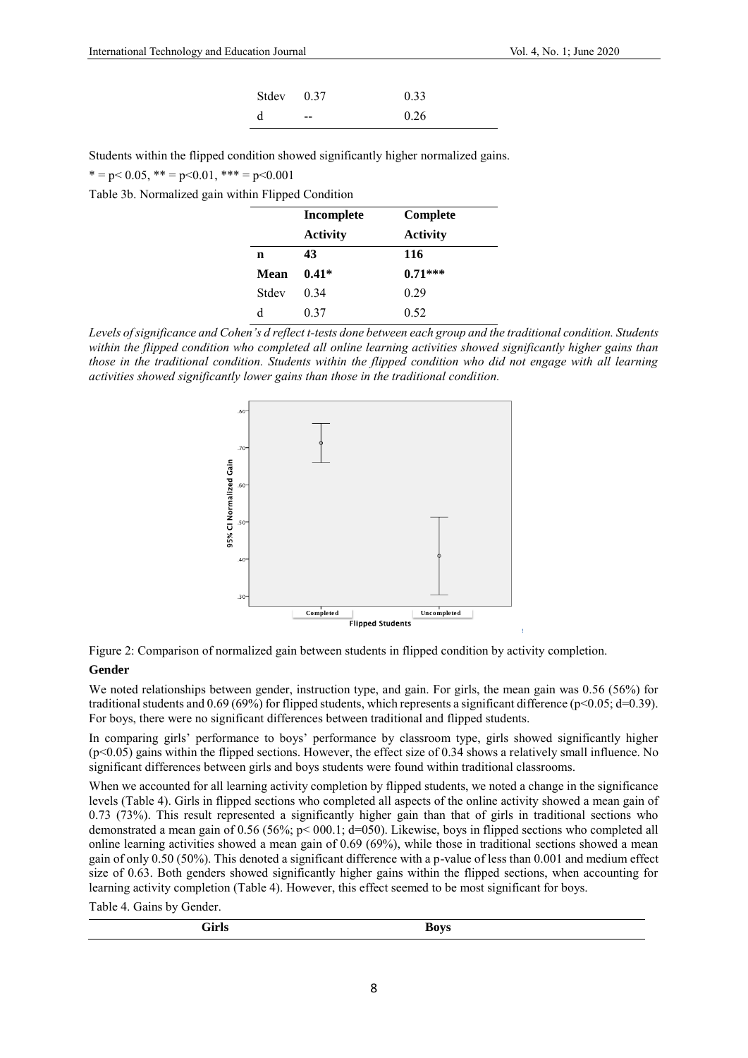| | | |
|---|---|---|
| Stdev | 0.37 | 0.33 |
| d | -- | 0.26 |

Students within the flipped condition showed significantly higher normalized gains.

\* = $p < 0.05$, \*\* = $p<0.01$, \*\*\* = $p<0.001$

Table 3b. Normalized gain within Flipped Condition

| | Incomplete Activity | Complete Activity |
|---|---|---|
| **n** | **43** | **116** |
| **Mean** | **0.41\*** | **0.71\*\*\*** |
| Stdev | 0.34 | 0.29 |
| d | 0.37 | 0.52 |

*Levels of significance and Cohen's d reflect t-tests done between each group and the traditional condition. Students within the flipped condition who completed all online learning activities showed significantly higher gains than those in the traditional condition. Students within the flipped condition who did not engage with all learning activities showed significantly lower gains than those in the traditional condition.*

Figure 2: Comparison of normalized gain between students in flipped condition by activity completion.

**Gender**

We noted relationships between gender, instruction type, and gain. For girls, the mean gain was 0.56 (56%) for traditional students and 0.69 (69%) for flipped students, which represents a significant difference ($p<0.05$; $d=0.39$). For boys, there were no significant differences between traditional and flipped students.

In comparing girls' performance to boys' performance by classroom type, girls showed significantly higher ($p<0.05$) gains within the flipped sections. However, the effect size of 0.34 shows a relatively small influence. No significant differences between girls and boys students were found within traditional classrooms.

When we accounted for all learning activity completion by flipped students, we noted a change in the significance levels (Table 4). Girls in flipped sections who completed all aspects of the online activity showed a mean gain of 0.73 (73%). This result represented a significantly higher gain than that of girls in traditional sections who demonstrated a mean gain of 0.56 (56%; p< 000.1; d=050). Likewise, boys in flipped sections who completed all online learning activities showed a mean gain of 0.69 (69%), while those in traditional sections showed a mean gain of only 0.50 (50%). This denoted a significant difference with a p-value of less than 0.001 and medium effect size of 0.63. Both genders showed significantly higher gains within the flipped sections, when accounting for learning activity completion (Table 4). However, this effect seemed to be most significant for boys.

Table 4. Gains by Gender.

| Girls | Boys |
|---|---|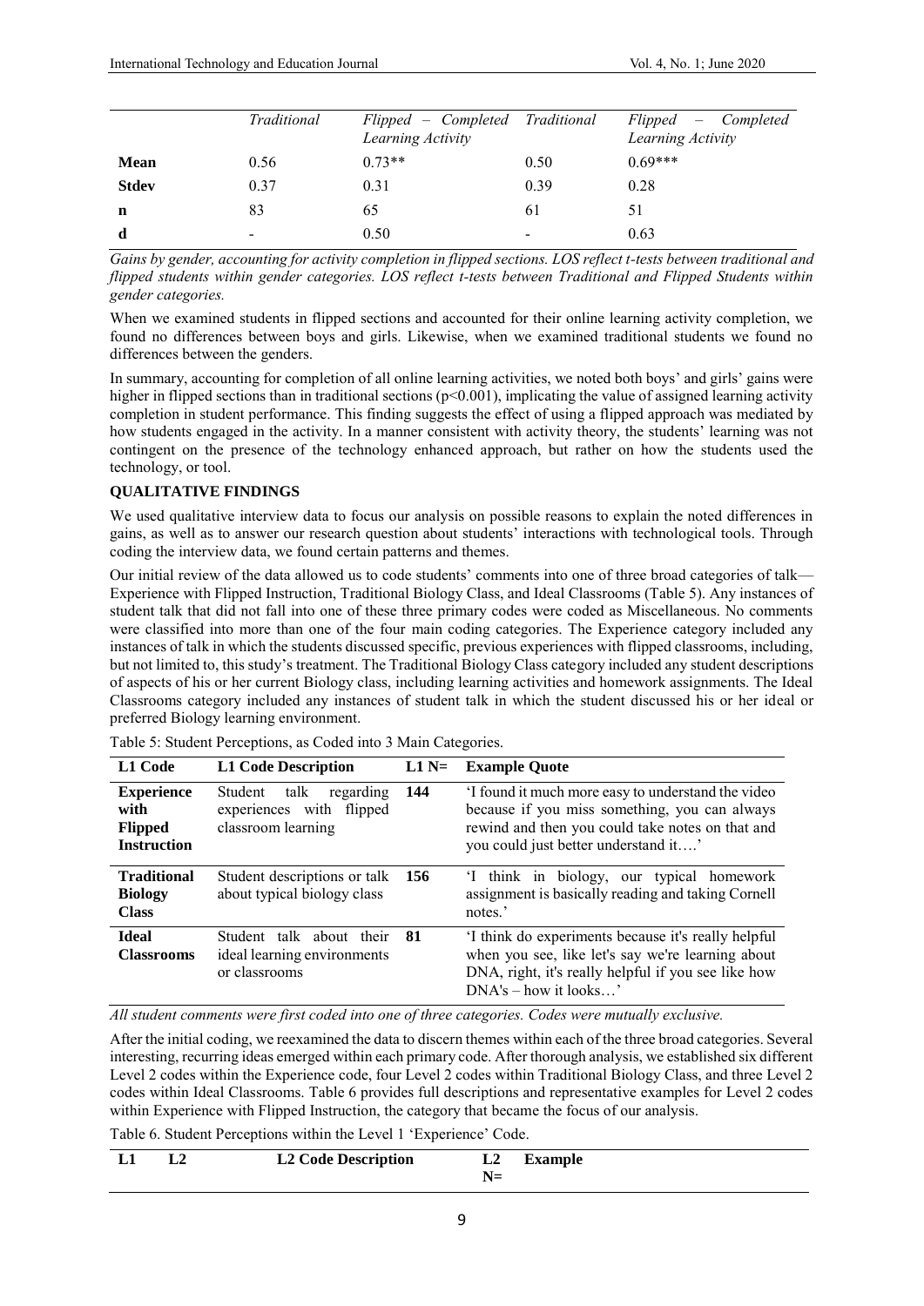| | *Traditional* | *Flipped – Completed Learning Activity* | *Traditional* | *Flipped – Completed Learning Activity* |
|---|---|---|---|---|
| **Mean** | 0.56 | 0.73** | 0.50 | 0.69*** |
| **Stdev** | 0.37 | 0.31 | 0.39 | 0.28 |
| **n** | 83 | 65 | 61 | 51 |
| **d** | - | 0.50 | - | 0.63 |

*Gains by gender, accounting for activity completion in flipped sections. LOS reflect t-tests between traditional and flipped students within gender categories. LOS reflect t-tests between Traditional and Flipped Students within gender categories.*

When we examined students in flipped sections and accounted for their online learning activity completion, we found no differences between boys and girls. Likewise, when we examined traditional students we found no differences between the genders.

In summary, accounting for completion of all online learning activities, we noted both boys' and girls' gains were higher in flipped sections than in traditional sections ($p<0.001$), implicating the value of assigned learning activity completion in student performance. This finding suggests the effect of using a flipped approach was mediated by how students engaged in the activity. In a manner consistent with activity theory, the students' learning was not contingent on the presence of the technology enhanced approach, but rather on how the students used the technology, or tool.

## QUALITATIVE FINDINGS

We used qualitative interview data to focus our analysis on possible reasons to explain the noted differences in gains, as well as to answer our research question about students' interactions with technological tools. Through coding the interview data, we found certain patterns and themes.

Our initial review of the data allowed us to code students' comments into one of three broad categories of talk—Experience with Flipped Instruction, Traditional Biology Class, and Ideal Classrooms (Table 5). Any instances of student talk that did not fall into one of these three primary codes were coded as Miscellaneous. No comments were classified into more than one of the four main coding categories. The Experience category included any instances of talk in which the students discussed specific, previous experiences with flipped classrooms, including, but not limited to, this study's treatment. The Traditional Biology Class category included any student descriptions of aspects of his or her current Biology class, including learning activities and homework assignments. The Ideal Classrooms category included any instances of student talk in which the student discussed his or her ideal or preferred Biology learning environment.

Table 5: Student Perceptions, as Coded into 3 Main Categories.

| L1 Code | L1 Code Description | L1 N= | Example Quote |
|---|---|---|---|
| **Experience with Flipped Instruction** | Student talk regarding experiences with flipped classroom learning | **144** | 'I found it much more easy to understand the video because if you miss something, you can always rewind and then you could take notes on that and you could just better understand it….' |
| **Traditional Biology Class** | Student descriptions or talk about typical biology class | **156** | 'I think in biology, our typical homework assignment is basically reading and taking Cornell notes.' |
| **Ideal Classrooms** | Student talk about their ideal learning environments or classrooms | **81** | 'I think do experiments because it's really helpful when you see, like let's say we're learning about DNA, right, it's really helpful if you see like how DNA's – how it looks…' |

*All student comments were first coded into one of three categories. Codes were mutually exclusive.*

After the initial coding, we reexamined the data to discern themes within each of the three broad categories. Several interesting, recurring ideas emerged within each primary code. After thorough analysis, we established six different Level 2 codes within the Experience code, four Level 2 codes within Traditional Biology Class, and three Level 2 codes within Ideal Classrooms. Table 6 provides full descriptions and representative examples for Level 2 codes within Experience with Flipped Instruction, the category that became the focus of our analysis.

Table 6. Student Perceptions within the Level 1 'Experience' Code.

| L1 | L2 | L2 Code Description | L2 N= | Example |
|---|---|---|---|---|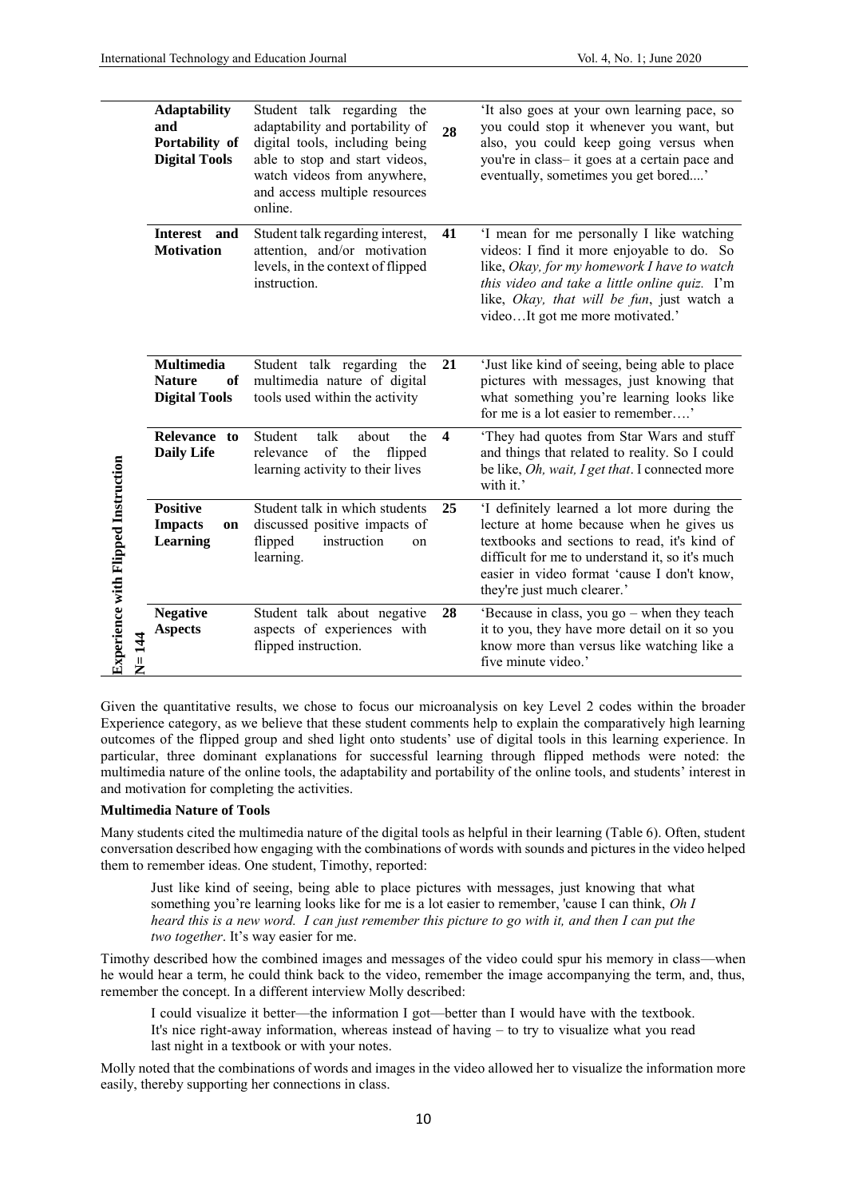| Experience with Flipped Instruction N= 144 | Adaptability and Portability of Digital Tools | Student talk regarding the adaptability and portability of digital tools, including being able to stop and start videos, watch videos from anywhere, and access multiple resources online. | 28 | 'It also goes at your own learning pace, so you could stop it whenever you want, but also, you could keep going versus when you're in class– it goes at a certain pace and eventually, sometimes you get bored....' |
|---|---|---|---|---|
| | **Interest and Motivation** | Student talk regarding interest, attention, and/or motivation levels, in the context of flipped instruction. | **41** | 'I mean for me personally I like watching videos: I find it more enjoyable to do. So like, *Okay, for my homework I have to watch this video and take a little online quiz.* I'm like, *Okay, that will be fun*, just watch a video…It got me more motivated.' |
| | **Multimedia Nature of Digital Tools** | Student talk regarding the multimedia nature of digital tools used within the activity | **21** | 'Just like kind of seeing, being able to place pictures with messages, just knowing that what something you're learning looks like for me is a lot easier to remember….' |
| | **Relevance to Daily Life** | Student talk about the relevance of the flipped learning activity to their lives | **4** | 'They had quotes from Star Wars and stuff and things that related to reality. So I could be like, *Oh, wait, I get that*. I connected more with it.' |
| | **Positive Impacts on Learning** | Student talk in which students discussed positive impacts of flipped instruction on learning. | **25** | 'I definitely learned a lot more during the lecture at home because when he gives us textbooks and sections to read, it's kind of difficult for me to understand it, so it's much easier in video format 'cause I don't know, they're just much clearer.' |
| | **Negative Aspects** | Student talk about negative aspects of experiences with flipped instruction. | **28** | 'Because in class, you go – when they teach it to you, they have more detail on it so you know more than versus like watching like a five minute video.' |

Given the quantitative results, we chose to focus our microanalysis on key Level 2 codes within the broader Experience category, as we believe that these student comments help to explain the comparatively high learning outcomes of the flipped group and shed light onto students' use of digital tools in this learning experience. In particular, three dominant explanations for successful learning through flipped methods were noted: the multimedia nature of the online tools, the adaptability and portability of the online tools, and students' interest in and motivation for completing the activities.

**Multimedia Nature of Tools**

Many students cited the multimedia nature of the digital tools as helpful in their learning (Table 6). Often, student conversation described how engaging with the combinations of words with sounds and pictures in the video helped them to remember ideas. One student, Timothy, reported:

> Just like kind of seeing, being able to place pictures with messages, just knowing that what something you're learning looks like for me is a lot easier to remember, 'cause I can think, *Oh I heard this is a new word. I can just remember this picture to go with it, and then I can put the two together*. It's way easier for me.

Timothy described how the combined images and messages of the video could spur his memory in class—when he would hear a term, he could think back to the video, remember the image accompanying the term, and, thus, remember the concept. In a different interview Molly described:

> I could visualize it better—the information I got—better than I would have with the textbook. It's nice right-away information, whereas instead of having – to try to visualize what you read last night in a textbook or with your notes.

Molly noted that the combinations of words and images in the video allowed her to visualize the information more easily, thereby supporting her connections in class.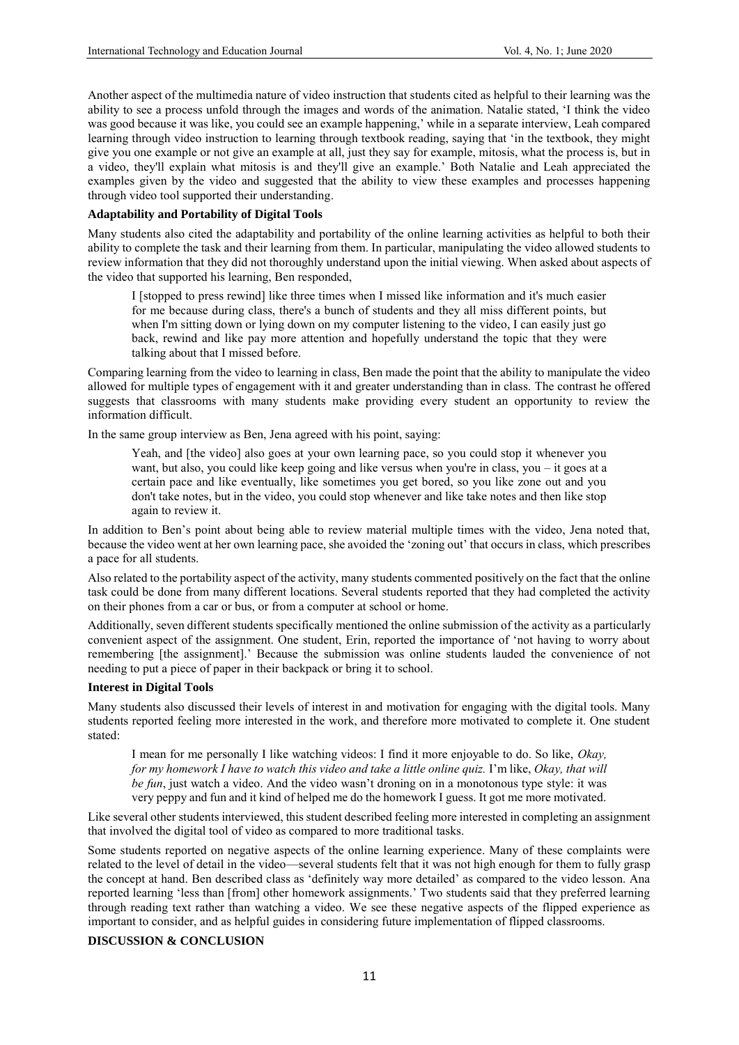Another aspect of the multimedia nature of video instruction that students cited as helpful to their learning was the ability to see a process unfold through the images and words of the animation. Natalie stated, 'I think the video was good because it was like, you could see an example happening,' while in a separate interview, Leah compared learning through video instruction to learning through textbook reading, saying that 'in the textbook, they might give you one example or not give an example at all, just they say for example, mitosis, what the process is, but in a video, they'll explain what mitosis is and they'll give an example.' Both Natalie and Leah appreciated the examples given by the video and suggested that the ability to view these examples and processes happening through video tool supported their understanding.

**Adaptability and Portability of Digital Tools**

Many students also cited the adaptability and portability of the online learning activities as helpful to both their ability to complete the task and their learning from them. In particular, manipulating the video allowed students to review information that they did not thoroughly understand upon the initial viewing. When asked about aspects of the video that supported his learning, Ben responded,

> I [stopped to press rewind] like three times when I missed like information and it's much easier for me because during class, there's a bunch of students and they all miss different points, but when I'm sitting down or lying down on my computer listening to the video, I can easily just go back, rewind and like pay more attention and hopefully understand the topic that they were talking about that I missed before.

Comparing learning from the video to learning in class, Ben made the point that the ability to manipulate the video allowed for multiple types of engagement with it and greater understanding than in class. The contrast he offered suggests that classrooms with many students make providing every student an opportunity to review the information difficult.

In the same group interview as Ben, Jena agreed with his point, saying:

> Yeah, and [the video] also goes at your own learning pace, so you could stop it whenever you want, but also, you could like keep going and like versus when you're in class, you – it goes at a certain pace and like eventually, like sometimes you get bored, so you like zone out and you don't take notes, but in the video, you could stop whenever and like take notes and then like stop again to review it.

In addition to Ben's point about being able to review material multiple times with the video, Jena noted that, because the video went at her own learning pace, she avoided the 'zoning out' that occurs in class, which prescribes a pace for all students.

Also related to the portability aspect of the activity, many students commented positively on the fact that the online task could be done from many different locations. Several students reported that they had completed the activity on their phones from a car or bus, or from a computer at school or home.

Additionally, seven different students specifically mentioned the online submission of the activity as a particularly convenient aspect of the assignment. One student, Erin, reported the importance of 'not having to worry about remembering [the assignment].' Because the submission was online students lauded the convenience of not needing to put a piece of paper in their backpack or bring it to school.

**Interest in Digital Tools**

Many students also discussed their levels of interest in and motivation for engaging with the digital tools. Many students reported feeling more interested in the work, and therefore more motivated to complete it. One student stated:

> I mean for me personally I like watching videos: I find it more enjoyable to do. So like, *Okay, for my homework I have to watch this video and take a little online quiz.* I'm like, *Okay, that will be fun*, just watch a video. And the video wasn't droning on in a monotonous type style: it was very peppy and fun and it kind of helped me do the homework I guess. It got me more motivated.

Like several other students interviewed, this student described feeling more interested in completing an assignment that involved the digital tool of video as compared to more traditional tasks.

Some students reported on negative aspects of the online learning experience. Many of these complaints were related to the level of detail in the video—several students felt that it was not high enough for them to fully grasp the concept at hand. Ben described class as 'definitely way more detailed' as compared to the video lesson. Ana reported learning 'less than [from] other homework assignments.' Two students said that they preferred learning through reading text rather than watching a video. We see these negative aspects of the flipped experience as important to consider, and as helpful guides in considering future implementation of flipped classrooms.

**DISCUSSION & CONCLUSION**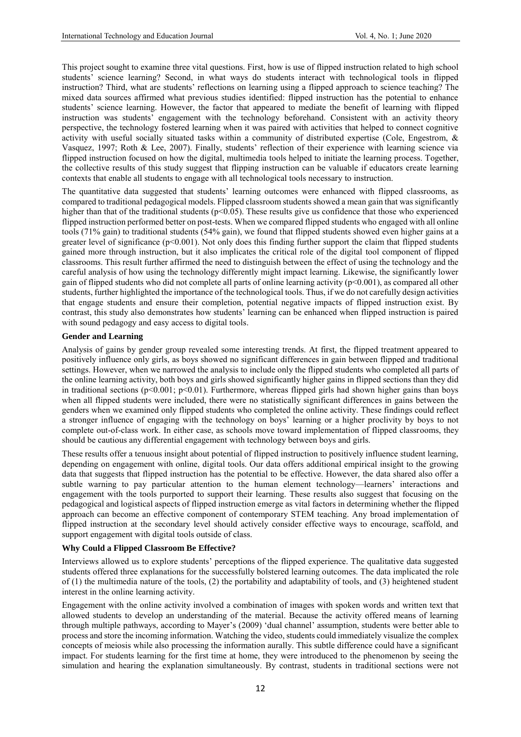This project sought to examine three vital questions. First, how is use of flipped instruction related to high school students' science learning? Second, in what ways do students interact with technological tools in flipped instruction? Third, what are students' reflections on learning using a flipped approach to science teaching? The mixed data sources affirmed what previous studies identified: flipped instruction has the potential to enhance students' science learning. However, the factor that appeared to mediate the benefit of learning with flipped instruction was students' engagement with the technology beforehand. Consistent with an activity theory perspective, the technology fostered learning when it was paired with activities that helped to connect cognitive activity with useful socially situated tasks within a community of distributed expertise (Cole, Engestrom, & Vasquez, 1997; Roth & Lee, 2007). Finally, students' reflection of their experience with learning science via flipped instruction focused on how the digital, multimedia tools helped to initiate the learning process. Together, the collective results of this study suggest that flipping instruction can be valuable if educators create learning contexts that enable all students to engage with all technological tools necessary to instruction.

The quantitative data suggested that students' learning outcomes were enhanced with flipped classrooms, as compared to traditional pedagogical models. Flipped classroom students showed a mean gain that was significantly higher than that of the traditional students ($p<0.05$). These results give us confidence that those who experienced flipped instruction performed better on post-tests. When we compared flipped students who engaged with all online tools (71% gain) to traditional students (54% gain), we found that flipped students showed even higher gains at a greater level of significance ($p<0.001$). Not only does this finding further support the claim that flipped students gained more through instruction, but it also implicates the critical role of the digital tool component of flipped classrooms. This result further affirmed the need to distinguish between the effect of using the technology and the careful analysis of how using the technology differently might impact learning. Likewise, the significantly lower gain of flipped students who did not complete all parts of online learning activity ($p<0.001$), as compared all other students, further highlighted the importance of the technological tools. Thus, if we do not carefully design activities that engage students and ensure their completion, potential negative impacts of flipped instruction exist. By contrast, this study also demonstrates how students' learning can be enhanced when flipped instruction is paired with sound pedagogy and easy access to digital tools.

**Gender and Learning**

Analysis of gains by gender group revealed some interesting trends. At first, the flipped treatment appeared to positively influence only girls, as boys showed no significant differences in gain between flipped and traditional settings. However, when we narrowed the analysis to include only the flipped students who completed all parts of the online learning activity, both boys and girls showed significantly higher gains in flipped sections than they did in traditional sections ($p<0.001$; $p<0.01$). Furthermore, whereas flipped girls had shown higher gains than boys when all flipped students were included, there were no statistically significant differences in gains between the genders when we examined only flipped students who completed the online activity. These findings could reflect a stronger influence of engaging with the technology on boys' learning or a higher proclivity by boys to not complete out-of-class work. In either case, as schools move toward implementation of flipped classrooms, they should be cautious any differential engagement with technology between boys and girls.

These results offer a tenuous insight about potential of flipped instruction to positively influence student learning, depending on engagement with online, digital tools. Our data offers additional empirical insight to the growing data that suggests that flipped instruction has the potential to be effective. However, the data shared also offer a subtle warning to pay particular attention to the human element technology—learners' interactions and engagement with the tools purported to support their learning. These results also suggest that focusing on the pedagogical and logistical aspects of flipped instruction emerge as vital factors in determining whether the flipped approach can become an effective component of contemporary STEM teaching. Any broad implementation of flipped instruction at the secondary level should actively consider effective ways to encourage, scaffold, and support engagement with digital tools outside of class.

**Why Could a Flipped Classroom Be Effective?**

Interviews allowed us to explore students' perceptions of the flipped experience. The qualitative data suggested students offered three explanations for the successfully bolstered learning outcomes. The data implicated the role of (1) the multimedia nature of the tools, (2) the portability and adaptability of tools, and (3) heightened student interest in the online learning activity.

Engagement with the online activity involved a combination of images with spoken words and written text that allowed students to develop an understanding of the material. Because the activity offered means of learning through multiple pathways, according to Mayer's (2009) 'dual channel' assumption, students were better able to process and store the incoming information. Watching the video, students could immediately visualize the complex concepts of meiosis while also processing the information aurally. This subtle difference could have a significant impact. For students learning for the first time at home, they were introduced to the phenomenon by seeing the simulation and hearing the explanation simultaneously. By contrast, students in traditional sections were not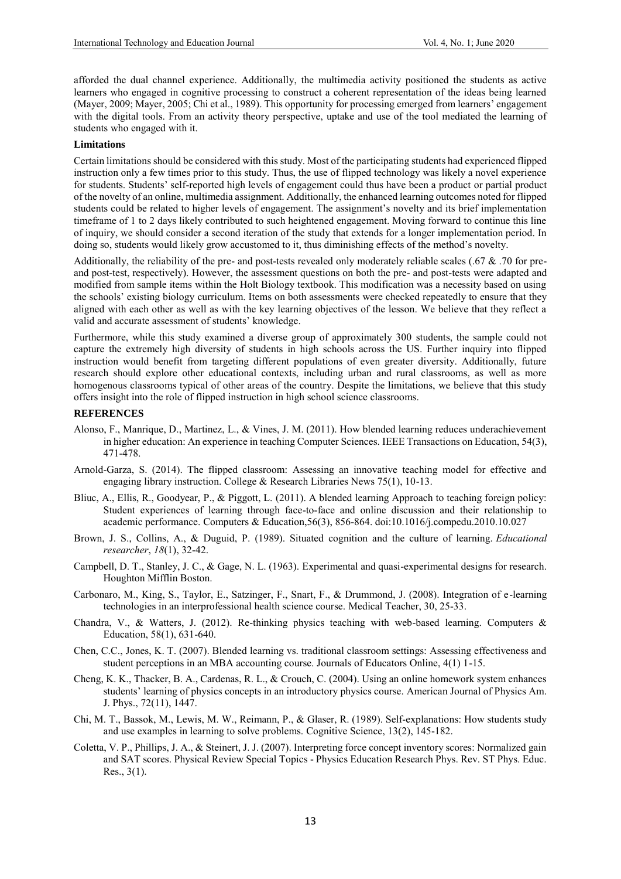afforded the dual channel experience. Additionally, the multimedia activity positioned the students as active learners who engaged in cognitive processing to construct a coherent representation of the ideas being learned (Mayer, 2009; Mayer, 2005; Chi et al., 1989). This opportunity for processing emerged from learners' engagement with the digital tools. From an activity theory perspective, uptake and use of the tool mediated the learning of students who engaged with it.

**Limitations**

Certain limitations should be considered with this study. Most of the participating students had experienced flipped instruction only a few times prior to this study. Thus, the use of flipped technology was likely a novel experience for students. Students' self-reported high levels of engagement could thus have been a product or partial product of the novelty of an online, multimedia assignment. Additionally, the enhanced learning outcomes noted for flipped students could be related to higher levels of engagement. The assignment's novelty and its brief implementation timeframe of 1 to 2 days likely contributed to such heightened engagement. Moving forward to continue this line of inquiry, we should consider a second iteration of the study that extends for a longer implementation period. In doing so, students would likely grow accustomed to it, thus diminishing effects of the method's novelty.

Additionally, the reliability of the pre- and post-tests revealed only moderately reliable scales (.67 & .70 for pre- and post-test, respectively). However, the assessment questions on both the pre- and post-tests were adapted and modified from sample items within the Holt Biology textbook. This modification was a necessity based on using the schools' existing biology curriculum. Items on both assessments were checked repeatedly to ensure that they aligned with each other as well as with the key learning objectives of the lesson. We believe that they reflect a valid and accurate assessment of students' knowledge.

Furthermore, while this study examined a diverse group of approximately 300 students, the sample could not capture the extremely high diversity of students in high schools across the US. Further inquiry into flipped instruction would benefit from targeting different populations of even greater diversity. Additionally, future research should explore other educational contexts, including urban and rural classrooms, as well as more homogenous classrooms typical of other areas of the country. Despite the limitations, we believe that this study offers insight into the role of flipped instruction in high school science classrooms.

**REFERENCES**

Alonso, F., Manrique, D., Martinez, L., & Vines, J. M. (2011). How blended learning reduces underachievement in higher education: An experience in teaching Computer Sciences. IEEE Transactions on Education, 54(3), 471-478.

Arnold-Garza, S. (2014). The flipped classroom: Assessing an innovative teaching model for effective and engaging library instruction. College & Research Libraries News 75(1), 10-13.

Bliuc, A., Ellis, R., Goodyear, P., & Piggott, L. (2011). A blended learning Approach to teaching foreign policy: Student experiences of learning through face-to-face and online discussion and their relationship to academic performance. Computers & Education,56(3), 856-864. doi:10.1016/j.compedu.2010.10.027

Brown, J. S., Collins, A., & Duguid, P. (1989). Situated cognition and the culture of learning. *Educational researcher*, *18*(1), 32-42.

Campbell, D. T., Stanley, J. C., & Gage, N. L. (1963). Experimental and quasi-experimental designs for research. Houghton Mifflin Boston.

Carbonaro, M., King, S., Taylor, E., Satzinger, F., Snart, F., & Drummond, J. (2008). Integration of e-learning technologies in an interprofessional health science course. Medical Teacher, 30, 25-33.

Chandra, V., & Watters, J. (2012). Re-thinking physics teaching with web-based learning. Computers & Education, 58(1), 631-640.

Chen, C.C., Jones, K. T. (2007). Blended learning vs. traditional classroom settings: Assessing effectiveness and student perceptions in an MBA accounting course. Journals of Educators Online, 4(1) 1-15.

Cheng, K. K., Thacker, B. A., Cardenas, R. L., & Crouch, C. (2004). Using an online homework system enhances students' learning of physics concepts in an introductory physics course. American Journal of Physics Am. J. Phys., 72(11), 1447.

Chi, M. T., Bassok, M., Lewis, M. W., Reimann, P., & Glaser, R. (1989). Self-explanations: How students study and use examples in learning to solve problems. Cognitive Science, 13(2), 145-182.

Coletta, V. P., Phillips, J. A., & Steinert, J. J. (2007). Interpreting force concept inventory scores: Normalized gain and SAT scores. Physical Review Special Topics - Physics Education Research Phys. Rev. ST Phys. Educ. Res., 3(1).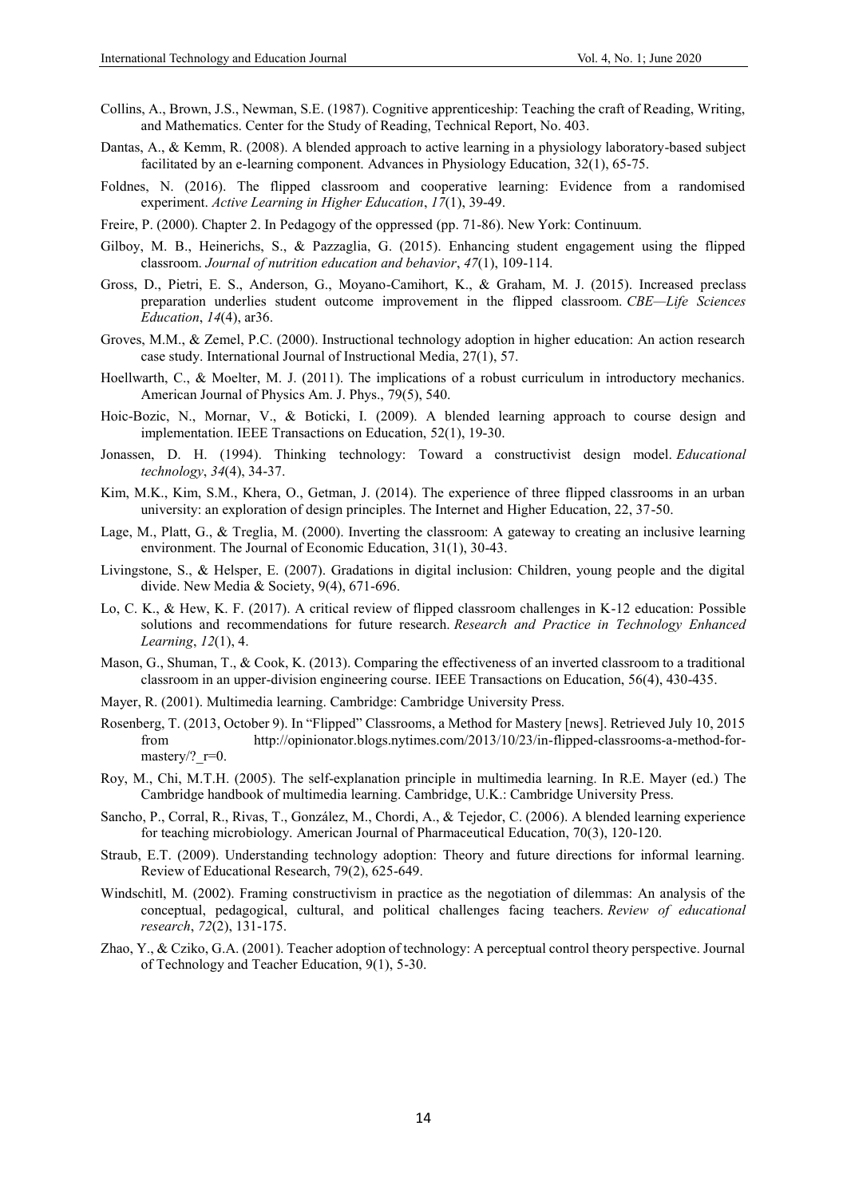Collins, A., Brown, J.S., Newman, S.E. (1987). Cognitive apprenticeship: Teaching the craft of Reading, Writing, and Mathematics. Center for the Study of Reading, Technical Report, No. 403.

Dantas, A., & Kemm, R. (2008). A blended approach to active learning in a physiology laboratory-based subject facilitated by an e-learning component. Advances in Physiology Education, 32(1), 65-75.

Foldnes, N. (2016). The flipped classroom and cooperative learning: Evidence from a randomised experiment. *Active Learning in Higher Education*, *17*(1), 39-49.

Freire, P. (2000). Chapter 2. In Pedagogy of the oppressed (pp. 71-86). New York: Continuum.

Gilboy, M. B., Heinerichs, S., & Pazzaglia, G. (2015). Enhancing student engagement using the flipped classroom. *Journal of nutrition education and behavior*, *47*(1), 109-114.

Gross, D., Pietri, E. S., Anderson, G., Moyano-Camihort, K., & Graham, M. J. (2015). Increased preclass preparation underlies student outcome improvement in the flipped classroom. *CBE—Life Sciences Education*, *14*(4), ar36.

Groves, M.M., & Zemel, P.C. (2000). Instructional technology adoption in higher education: An action research case study. International Journal of Instructional Media, 27(1), 57.

Hoellwarth, C., & Moelter, M. J. (2011). The implications of a robust curriculum in introductory mechanics. American Journal of Physics Am. J. Phys., 79(5), 540.

Hoic-Bozic, N., Mornar, V., & Boticki, I. (2009). A blended learning approach to course design and implementation. IEEE Transactions on Education, 52(1), 19-30.

Jonassen, D. H. (1994). Thinking technology: Toward a constructivist design model. *Educational technology*, *34*(4), 34-37.

Kim, M.K., Kim, S.M., Khera, O., Getman, J. (2014). The experience of three flipped classrooms in an urban university: an exploration of design principles. The Internet and Higher Education, 22, 37-50.

Lage, M., Platt, G., & Treglia, M. (2000). Inverting the classroom: A gateway to creating an inclusive learning environment. The Journal of Economic Education, 31(1), 30-43.

Livingstone, S., & Helsper, E. (2007). Gradations in digital inclusion: Children, young people and the digital divide. New Media & Society, 9(4), 671-696.

Lo, C. K., & Hew, K. F. (2017). A critical review of flipped classroom challenges in K-12 education: Possible solutions and recommendations for future research. *Research and Practice in Technology Enhanced Learning*, *12*(1), 4.

Mason, G., Shuman, T., & Cook, K. (2013). Comparing the effectiveness of an inverted classroom to a traditional classroom in an upper-division engineering course. IEEE Transactions on Education, 56(4), 430-435.

Mayer, R. (2001). Multimedia learning. Cambridge: Cambridge University Press.

Rosenberg, T. (2013, October 9). In "Flipped" Classrooms, a Method for Mastery [news]. Retrieved July 10, 2015 from http://opinionator.blogs.nytimes.com/2013/10/23/in-flipped-classrooms-a-method-for-mastery/?_r=0.

Roy, M., Chi, M.T.H. (2005). The self-explanation principle in multimedia learning. In R.E. Mayer (ed.) The Cambridge handbook of multimedia learning. Cambridge, U.K.: Cambridge University Press.

Sancho, P., Corral, R., Rivas, T., González, M., Chordi, A., & Tejedor, C. (2006). A blended learning experience for teaching microbiology. American Journal of Pharmaceutical Education, 70(3), 120-120.

Straub, E.T. (2009). Understanding technology adoption: Theory and future directions for informal learning. Review of Educational Research, 79(2), 625-649.

Windschitl, M. (2002). Framing constructivism in practice as the negotiation of dilemmas: An analysis of the conceptual, pedagogical, cultural, and political challenges facing teachers. *Review of educational research*, *72*(2), 131-175.

Zhao, Y., & Cziko, G.A. (2001). Teacher adoption of technology: A perceptual control theory perspective. Journal of Technology and Teacher Education, 9(1), 5-30.